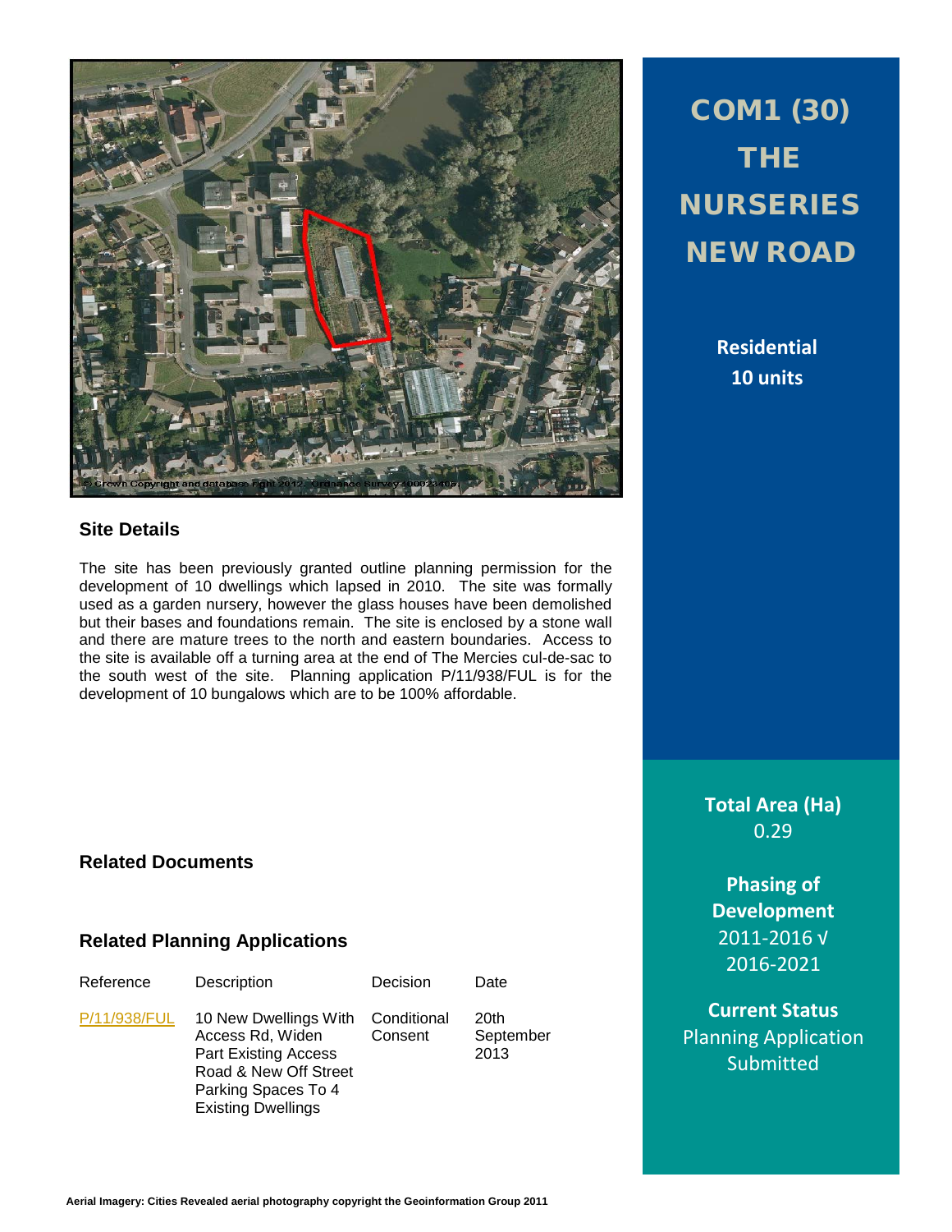# COM1 (30) THE NURSERIES NEW ROAD

**Residential**
**10 units**

## Site Details

The site has been previously granted outline planning permission for the development of 10 dwellings which lapsed in 2010. The site was formally used as a garden nursery, however the glass houses have been demolished but their bases and foundations remain. The site is enclosed by a stone wall and there are mature trees to the north and eastern boundaries. Access to the site is available off a turning area at the end of The Mercies cul-de-sac to the south west of the site. Planning application P/11/938/FUL is for the development of 10 bungalows which are to be 100% affordable.

**Total Area (Ha)**
0.29

**Phasing of Development**
2011-2016 √
2016-2021

**Current Status**
Planning Application Submitted

## Related Documents

## Related Planning Applications

| Reference | Description | Decision | Date |
|---|---|---|---|
| P/11/938/FUL | 10 New Dwellings With Access Rd, Widen Part Existing Access Road & New Off Street Parking Spaces To 4 Existing Dwellings | Conditional Consent | 20th September 2013 |

Aerial Imagery: Cities Revealed aerial photography copyright the Geoinformation Group 2011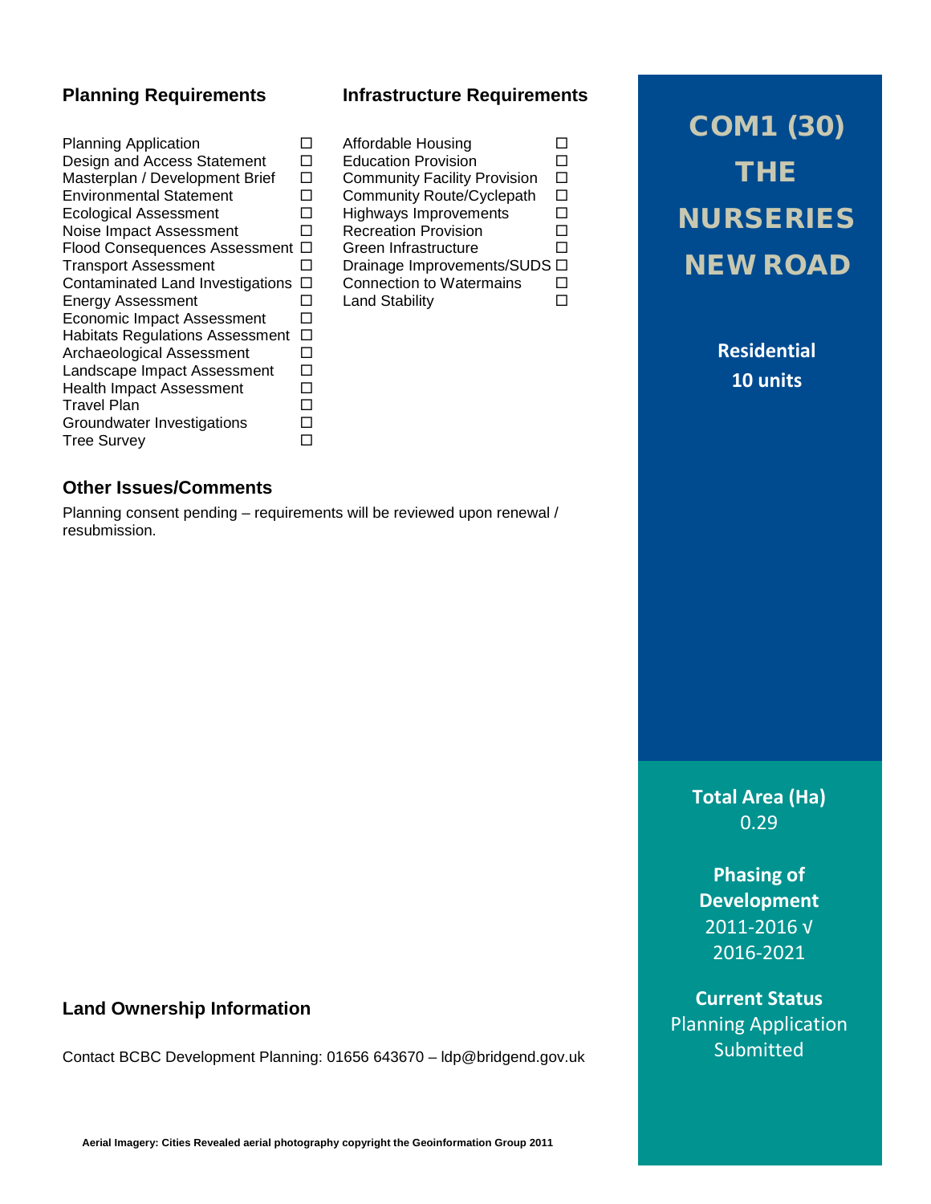## Planning Requirements

- Planning Application ☐
- Design and Access Statement ☐
- Masterplan / Development Brief ☐
- Environmental Statement ☐
- Ecological Assessment ☐
- Noise Impact Assessment ☐
- Flood Consequences Assessment ☐
- Transport Assessment ☐
- Contaminated Land Investigations ☐
- Energy Assessment ☐
- Economic Impact Assessment ☐
- Habitats Regulations Assessment ☐
- Archaeological Assessment ☐
- Landscape Impact Assessment ☐
- Health Impact Assessment ☐
- Travel Plan ☐
- Groundwater Investigations ☐
- Tree Survey ☐

## Infrastructure Requirements

- Affordable Housing ☐
- Education Provision ☐
- Community Facility Provision ☐
- Community Route/Cyclepath ☐
- Highways Improvements ☐
- Recreation Provision ☐
- Green Infrastructure ☐
- Drainage Improvements/SUDS ☐
- Connection to Watermains ☐
- Land Stability ☐

## Other Issues/Comments

Planning consent pending – requirements will be reviewed upon renewal / resubmission.

## Land Ownership Information

Contact BCBC Development Planning: 01656 643670 – ldp@bridgend.gov.uk

**Aerial Imagery: Cities Revealed aerial photography copyright the Geoinformation Group 2011**

# COM1 (30) THE NURSERIES NEW ROAD

**Residential**
**10 units**

**Total Area (Ha)**
0.29

**Phasing of Development**
2011-2016 √
2016-2021

**Current Status**
Planning Application Submitted